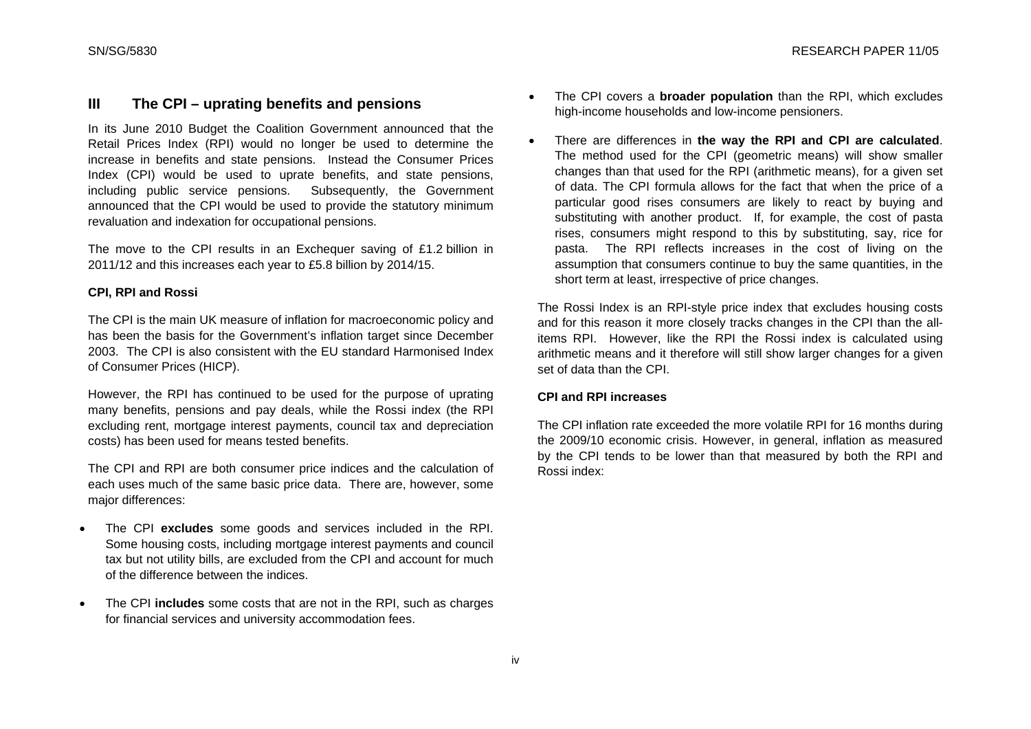## III The CPI – uprating benefits and pensions

In its June 2010 Budget the Coalition Government announced that the Retail Prices Index (RPI) would no longer be used to determine the increase in benefits and state pensions. Instead the Consumer Prices Index (CPI) would be used to uprate benefits, and state pensions, including public service pensions. Subsequently, the Government announced that the CPI would be used to provide the statutory minimum revaluation and indexation for occupational pensions.

The move to the CPI results in an Exchequer saving of £1.2 billion in 2011/12 and this increases each year to £5.8 billion by 2014/15.

### CPI, RPI and Rossi

The CPI is the main UK measure of inflation for macroeconomic policy and has been the basis for the Government's inflation target since December 2003. The CPI is also consistent with the EU standard Harmonised Index of Consumer Prices (HICP).

However, the RPI has continued to be used for the purpose of uprating many benefits, pensions and pay deals, while the Rossi index (the RPI excluding rent, mortgage interest payments, council tax and depreciation costs) has been used for means tested benefits.

The CPI and RPI are both consumer price indices and the calculation of each uses much of the same basic price data. There are, however, some major differences:

- The CPI **excludes** some goods and services included in the RPI. Some housing costs, including mortgage interest payments and council tax but not utility bills, are excluded from the CPI and account for much of the difference between the indices.
- The CPI **includes** some costs that are not in the RPI, such as charges for financial services and university accommodation fees.
- The CPI covers a **broader population** than the RPI, which excludes high-income households and low-income pensioners.
- There are differences in **the way the RPI and CPI are calculated**. The method used for the CPI (geometric means) will show smaller changes than that used for the RPI (arithmetic means), for a given set of data. The CPI formula allows for the fact that when the price of a particular good rises consumers are likely to react by buying and substituting with another product. If, for example, the cost of pasta rises, consumers might respond to this by substituting, say, rice for pasta. The RPI reflects increases in the cost of living on the assumption that consumers continue to buy the same quantities, in the short term at least, irrespective of price changes.

The Rossi Index is an RPI-style price index that excludes housing costs and for this reason it more closely tracks changes in the CPI than the all-items RPI. However, like the RPI the Rossi index is calculated using arithmetic means and it therefore will still show larger changes for a given set of data than the CPI.

### CPI and RPI increases

The CPI inflation rate exceeded the more volatile RPI for 16 months during the 2009/10 economic crisis. However, in general, inflation as measured by the CPI tends to be lower than that measured by both the RPI and Rossi index: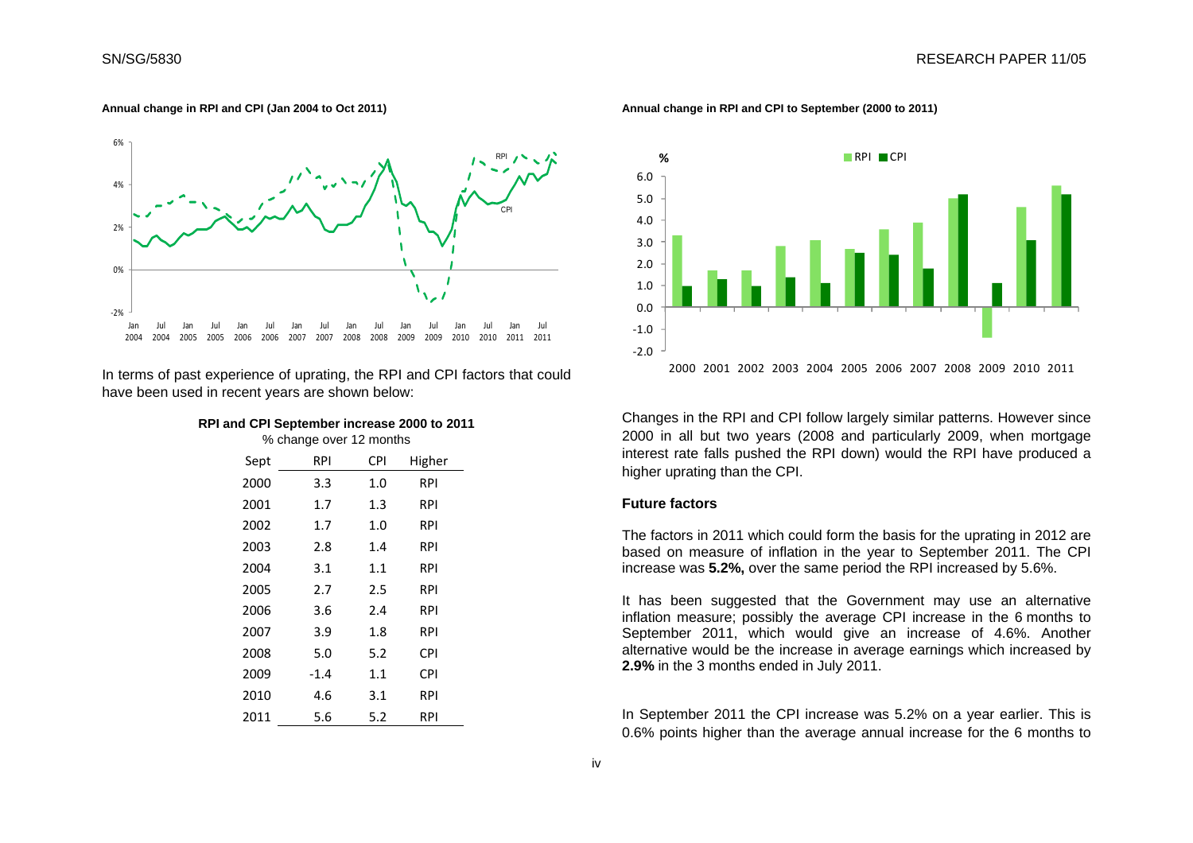**Annual change in RPI and CPI (Jan 2004 to Oct 2011)**

**Annual change in RPI and CPI to September (2000 to 2011)**

In terms of past experience of uprating, the RPI and CPI factors that could have been used in recent years are shown below:

**RPI and CPI September increase 2000 to 2011**

% change over 12 months

| Sept | RPI | CPI | Higher |
|---|---|---|---|
| 2000 | 3.3 | 1.0 | RPI |
| 2001 | 1.7 | 1.3 | RPI |
| 2002 | 1.7 | 1.0 | RPI |
| 2003 | 2.8 | 1.4 | RPI |
| 2004 | 3.1 | 1.1 | RPI |
| 2005 | 2.7 | 2.5 | RPI |
| 2006 | 3.6 | 2.4 | RPI |
| 2007 | 3.9 | 1.8 | RPI |
| 2008 | 5.0 | 5.2 | CPI |
| 2009 | -1.4 | 1.1 | CPI |
| 2010 | 4.6 | 3.1 | RPI |
| 2011 | 5.6 | 5.2 | RPI |

Changes in the RPI and CPI follow largely similar patterns. However since 2000 in all but two years (2008 and particularly 2009, when mortgage interest rate falls pushed the RPI down) would the RPI have produced a higher uprating than the CPI.

### Future factors

The factors in 2011 which could form the basis for the uprating in 2012 are based on measure of inflation in the year to September 2011. The CPI increase was **5.2%,** over the same period the RPI increased by 5.6%.

It has been suggested that the Government may use an alternative inflation measure; possibly the average CPI increase in the 6 months to September 2011, which would give an increase of 4.6%. Another alternative would be the increase in average earnings which increased by **2.9%** in the 3 months ended in July 2011.

In September 2011 the CPI increase was 5.2% on a year earlier. This is 0.6% points higher than the average annual increase for the 6 months to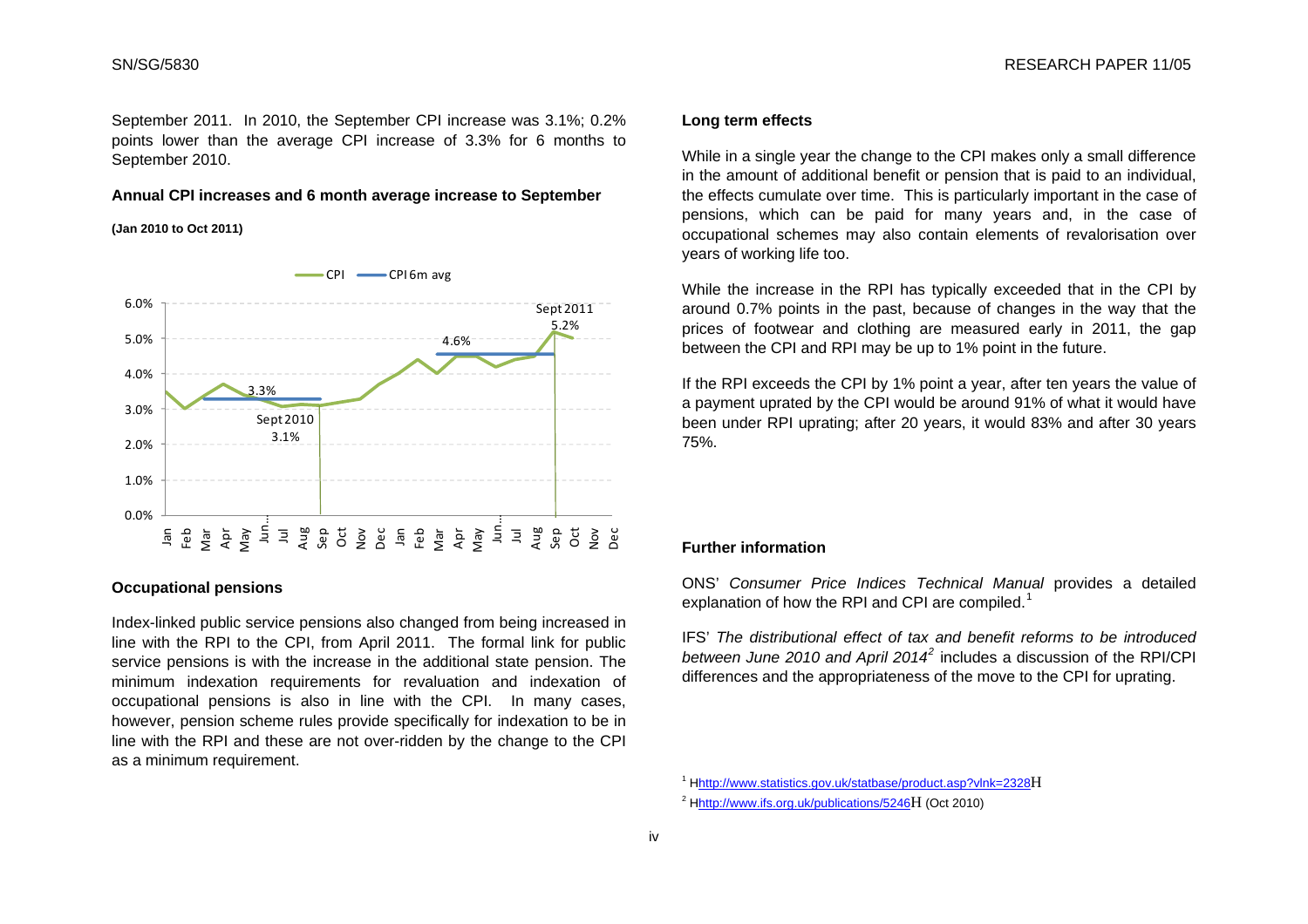September 2011. In 2010, the September CPI increase was 3.1%; 0.2% points lower than the average CPI increase of 3.3% for 6 months to September 2010.

**Annual CPI increases and 6 month average increase to September**

**(Jan 2010 to Oct 2011)**

### Occupational pensions

Index-linked public service pensions also changed from being increased in line with the RPI to the CPI, from April 2011. The formal link for public service pensions is with the increase in the additional state pension. The minimum indexation requirements for revaluation and indexation of occupational pensions is also in line with the CPI. In many cases, however, pension scheme rules provide specifically for indexation to be in line with the RPI and these are not over-ridden by the change to the CPI as a minimum requirement.

### Long term effects

While in a single year the change to the CPI makes only a small difference in the amount of additional benefit or pension that is paid to an individual, the effects cumulate over time. This is particularly important in the case of pensions, which can be paid for many years and, in the case of occupational schemes may also contain elements of revalorisation over years of working life too.

While the increase in the RPI has typically exceeded that in the CPI by around 0.7% points in the past, because of changes in the way that the prices of footwear and clothing are measured early in 2011, the gap between the CPI and RPI may be up to 1% point in the future.

If the RPI exceeds the CPI by 1% point a year, after ten years the value of a payment uprated by the CPI would be around 91% of what it would have been under RPI uprating; after 20 years, it would 83% and after 30 years 75%.

### Further information

ONS' *Consumer Price Indices Technical Manual* provides a detailed explanation of how the RPI and CPI are compiled.[1]

IFS' *The distributional effect of tax and benefit reforms to be introduced between June 2010 and April 2014*[2] includes a discussion of the RPI/CPI differences and the appropriateness of the move to the CPI for uprating.

[1] http://www.statistics.gov.uk/statbase/product.asp?vlnk=2328

[2] http://www.ifs.org.uk/publications/5246 (Oct 2010)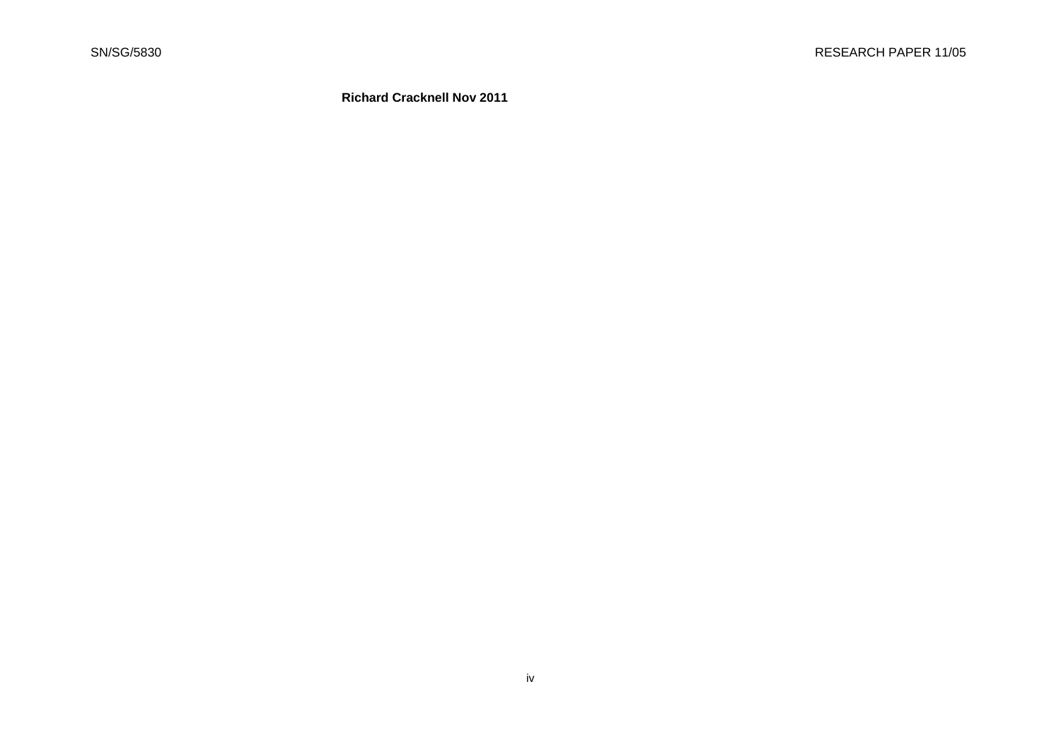**Richard Cracknell Nov 2011**